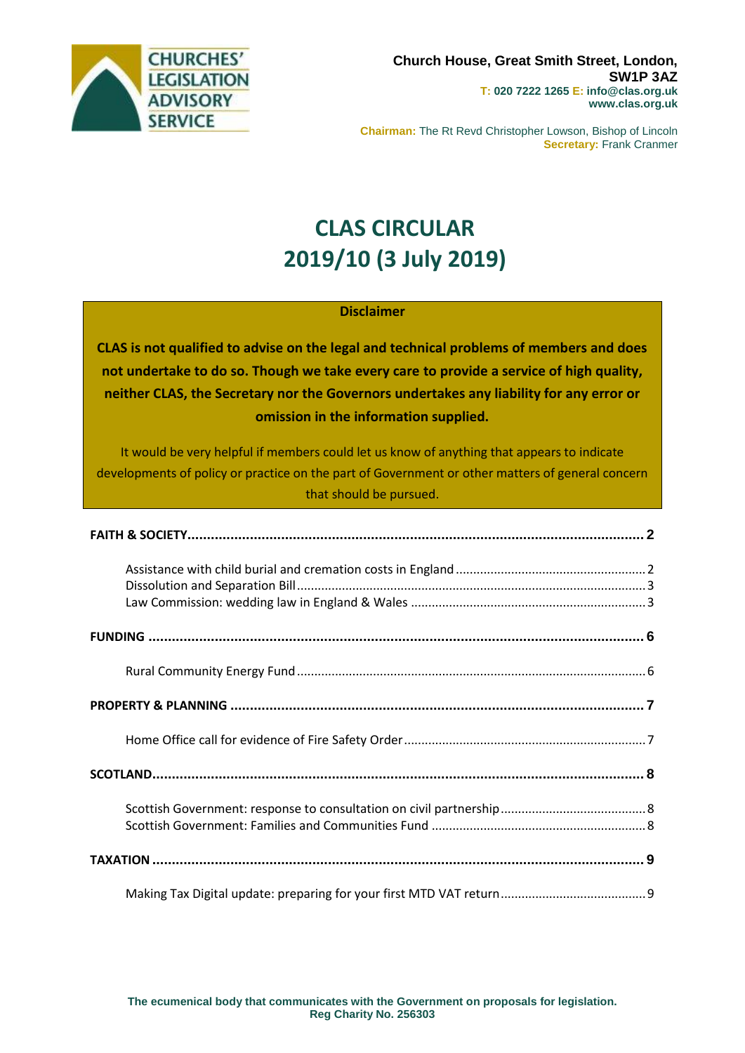CHURCHES' LEGISLATION ADVISORY SERVICE

**Church House, Great Smith Street, London, SW1P 3AZ**
**T: 020 7222 1265 E: info@clas.org.uk**
**www.clas.org.uk**

**Chairman:** The Rt Revd Christopher Lowson, Bishop of Lincoln
**Secretary:** Frank Cranmer

# CLAS CIRCULAR 2019/10 (3 July 2019)

**Disclaimer**

**CLAS is not qualified to advise on the legal and technical problems of members and does not undertake to do so. Though we take every care to provide a service of high quality, neither CLAS, the Secretary nor the Governors undertakes any liability for any error or omission in the information supplied.**

It would be very helpful if members could let us know of anything that appears to indicate developments of policy or practice on the part of Government or other matters of general concern that should be pursued.

**FAITH & SOCIETY** .......... **2**

- Assistance with child burial and cremation costs in England .......... 2
- Dissolution and Separation Bill .......... 3
- Law Commission: wedding law in England & Wales .......... 3

**FUNDING** .......... **6**

- Rural Community Energy Fund .......... 6

**PROPERTY & PLANNING** .......... **7**

- Home Office call for evidence of Fire Safety Order .......... 7

**SCOTLAND** .......... **8**

- Scottish Government: response to consultation on civil partnership .......... 8
- Scottish Government: Families and Communities Fund .......... 8

**TAXATION** .......... **9**

- Making Tax Digital update: preparing for your first MTD VAT return .......... 9

**The ecumenical body that communicates with the Government on proposals for legislation.**
**Reg Charity No. 256303**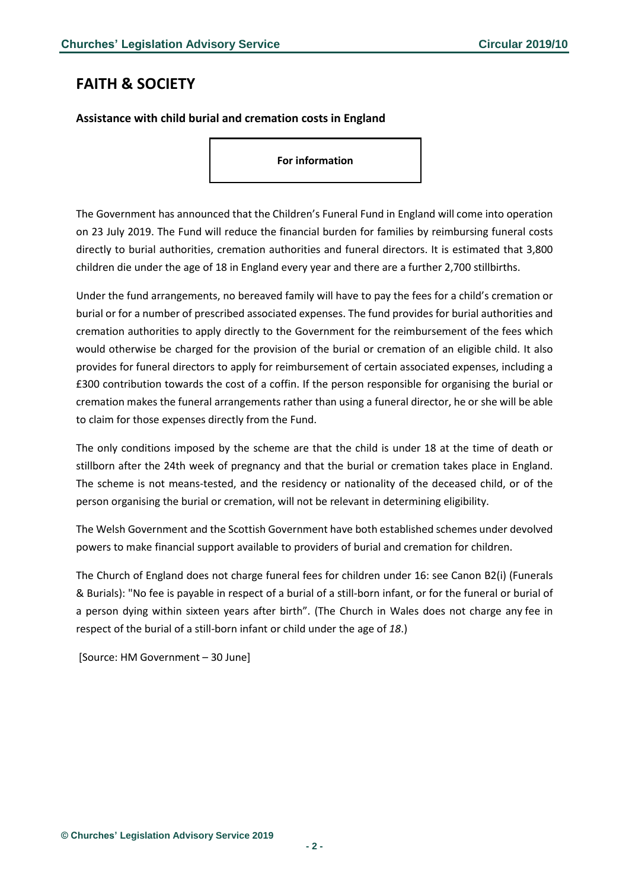# FAITH & SOCIETY

**Assistance with child burial and cremation costs in England**

**For information**

The Government has announced that the Children's Funeral Fund in England will come into operation on 23 July 2019. The Fund will reduce the financial burden for families by reimbursing funeral costs directly to burial authorities, cremation authorities and funeral directors. It is estimated that 3,800 children die under the age of 18 in England every year and there are a further 2,700 stillbirths.

Under the fund arrangements, no bereaved family will have to pay the fees for a child's cremation or burial or for a number of prescribed associated expenses. The fund provides for burial authorities and cremation authorities to apply directly to the Government for the reimbursement of the fees which would otherwise be charged for the provision of the burial or cremation of an eligible child. It also provides for funeral directors to apply for reimbursement of certain associated expenses, including a £300 contribution towards the cost of a coffin. If the person responsible for organising the burial or cremation makes the funeral arrangements rather than using a funeral director, he or she will be able to claim for those expenses directly from the Fund.

The only conditions imposed by the scheme are that the child is under 18 at the time of death or stillborn after the 24th week of pregnancy and that the burial or cremation takes place in England. The scheme is not means-tested, and the residency or nationality of the deceased child, or of the person organising the burial or cremation, will not be relevant in determining eligibility.

The Welsh Government and the Scottish Government have both established schemes under devolved powers to make financial support available to providers of burial and cremation for children.

The Church of England does not charge funeral fees for children under 16: see Canon B2(i) (Funerals & Burials): "No fee is payable in respect of a burial of a still-born infant, or for the funeral or burial of a person dying within sixteen years after birth". (The Church in Wales does not charge any fee in respect of the burial of a still-born infant or child under the age of *18*.)

[Source: HM Government – 30 June]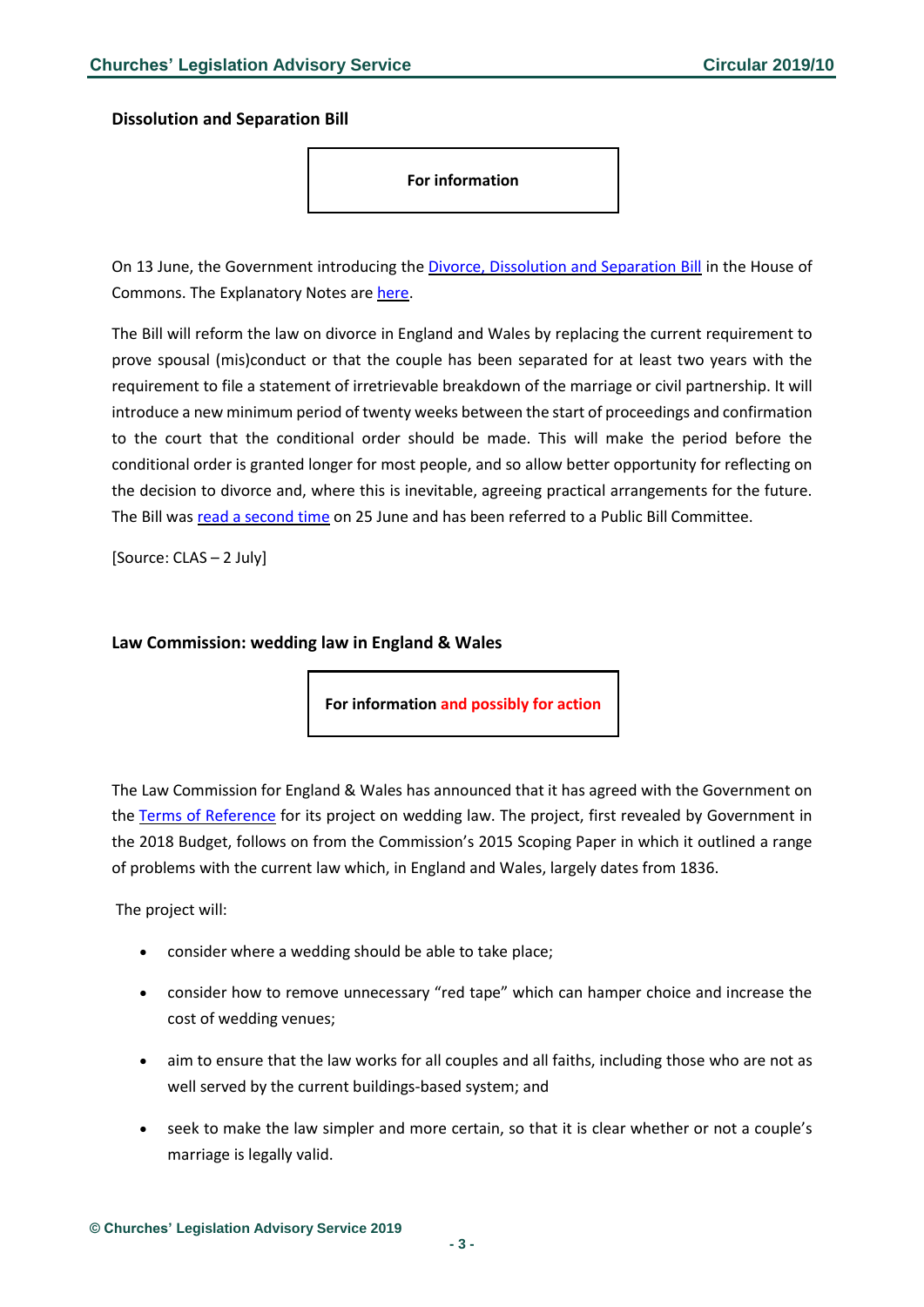## Dissolution and Separation Bill

**For information**

On 13 June, the Government introducing the Divorce, Dissolution and Separation Bill in the House of Commons. The Explanatory Notes are here.

The Bill will reform the law on divorce in England and Wales by replacing the current requirement to prove spousal (mis)conduct or that the couple has been separated for at least two years with the requirement to file a statement of irretrievable breakdown of the marriage or civil partnership. It will introduce a new minimum period of twenty weeks between the start of proceedings and confirmation to the court that the conditional order should be made. This will make the period before the conditional order is granted longer for most people, and so allow better opportunity for reflecting on the decision to divorce and, where this is inevitable, agreeing practical arrangements for the future. The Bill was read a second time on 25 June and has been referred to a Public Bill Committee.

[Source: CLAS – 2 July]

## Law Commission: wedding law in England & Wales

**For information and possibly for action**

The Law Commission for England & Wales has announced that it has agreed with the Government on the Terms of Reference for its project on wedding law. The project, first revealed by Government in the 2018 Budget, follows on from the Commission's 2015 Scoping Paper in which it outlined a range of problems with the current law which, in England and Wales, largely dates from 1836.

The project will:

- consider where a wedding should be able to take place;
- consider how to remove unnecessary "red tape" which can hamper choice and increase the cost of wedding venues;
- aim to ensure that the law works for all couples and all faiths, including those who are not as well served by the current buildings-based system; and
- seek to make the law simpler and more certain, so that it is clear whether or not a couple's marriage is legally valid.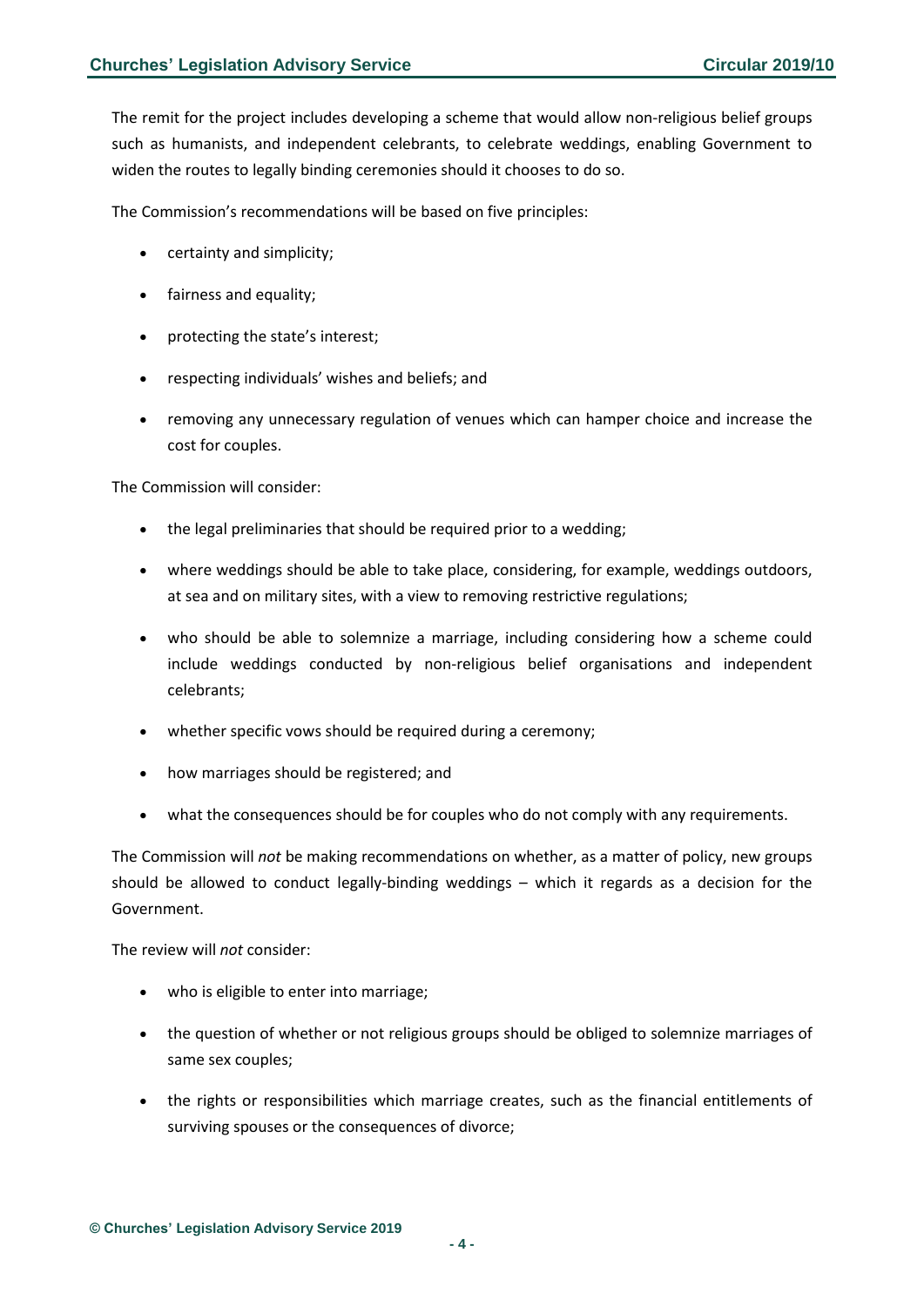The remit for the project includes developing a scheme that would allow non-religious belief groups such as humanists, and independent celebrants, to celebrate weddings, enabling Government to widen the routes to legally binding ceremonies should it chooses to do so.

The Commission's recommendations will be based on five principles:

- certainty and simplicity;
- fairness and equality;
- protecting the state's interest;
- respecting individuals' wishes and beliefs; and
- removing any unnecessary regulation of venues which can hamper choice and increase the cost for couples.

The Commission will consider:

- the legal preliminaries that should be required prior to a wedding;
- where weddings should be able to take place, considering, for example, weddings outdoors, at sea and on military sites, with a view to removing restrictive regulations;
- who should be able to solemnize a marriage, including considering how a scheme could include weddings conducted by non-religious belief organisations and independent celebrants;
- whether specific vows should be required during a ceremony;
- how marriages should be registered; and
- what the consequences should be for couples who do not comply with any requirements.

The Commission will *not* be making recommendations on whether, as a matter of policy, new groups should be allowed to conduct legally-binding weddings – which it regards as a decision for the Government.

The review will *not* consider:

- who is eligible to enter into marriage;
- the question of whether or not religious groups should be obliged to solemnize marriages of same sex couples;
- the rights or responsibilities which marriage creates, such as the financial entitlements of surviving spouses or the consequences of divorce;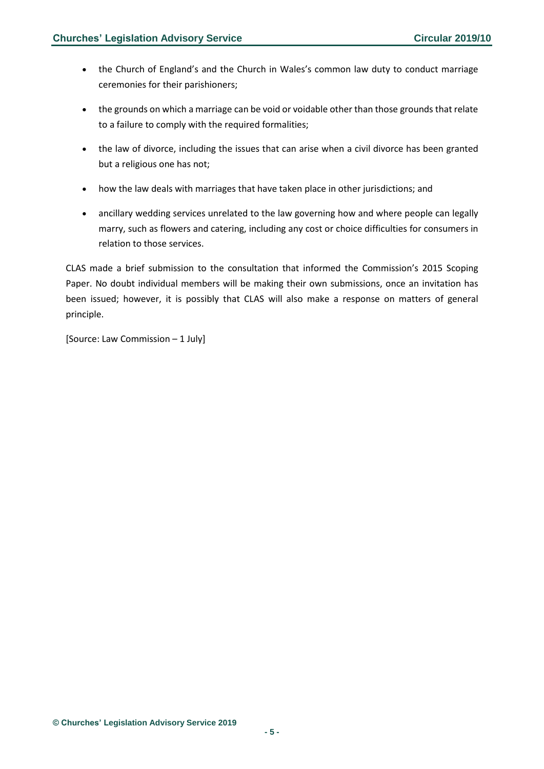- the Church of England's and the Church in Wales's common law duty to conduct marriage ceremonies for their parishioners;
- the grounds on which a marriage can be void or voidable other than those grounds that relate to a failure to comply with the required formalities;
- the law of divorce, including the issues that can arise when a civil divorce has been granted but a religious one has not;
- how the law deals with marriages that have taken place in other jurisdictions; and
- ancillary wedding services unrelated to the law governing how and where people can legally marry, such as flowers and catering, including any cost or choice difficulties for consumers in relation to those services.

CLAS made a brief submission to the consultation that informed the Commission's 2015 Scoping Paper. No doubt individual members will be making their own submissions, once an invitation has been issued; however, it is possibly that CLAS will also make a response on matters of general principle.

[Source: Law Commission – 1 July]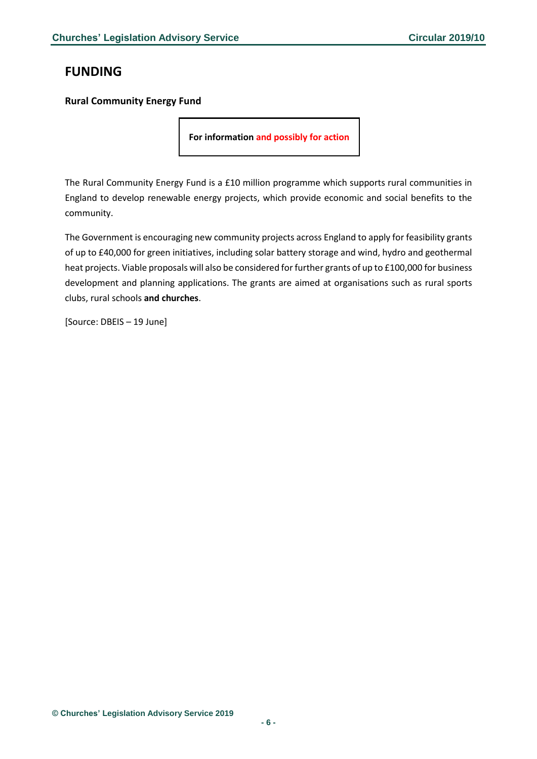# FUNDING

**Rural Community Energy Fund**

**For information and possibly for action**

The Rural Community Energy Fund is a £10 million programme which supports rural communities in England to develop renewable energy projects, which provide economic and social benefits to the community.

The Government is encouraging new community projects across England to apply for feasibility grants of up to £40,000 for green initiatives, including solar battery storage and wind, hydro and geothermal heat projects. Viable proposals will also be considered for further grants of up to £100,000 for business development and planning applications. The grants are aimed at organisations such as rural sports clubs, rural schools **and churches**.

[Source: DBEIS – 19 June]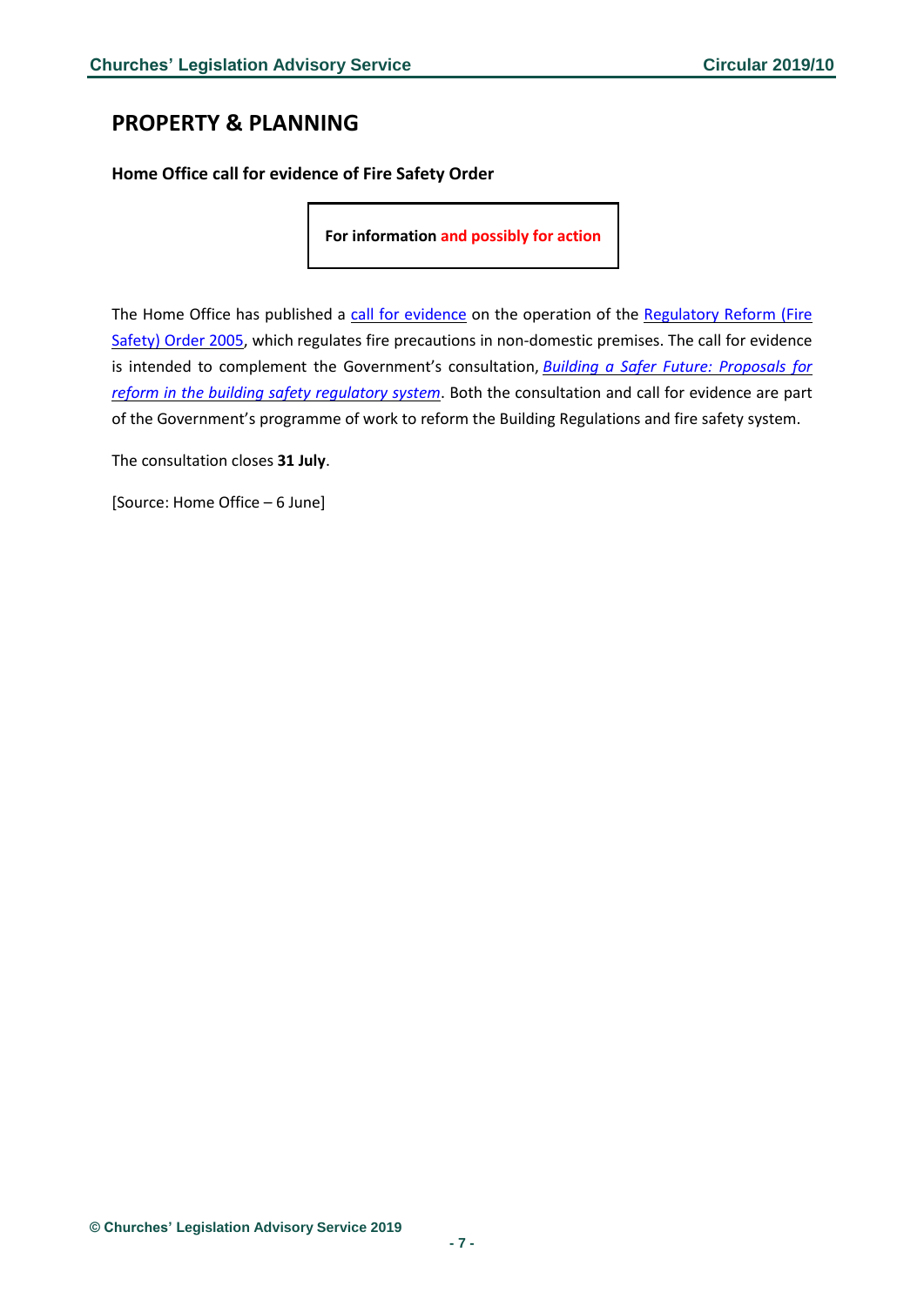## PROPERTY & PLANNING

### Home Office call for evidence of Fire Safety Order

**For information and possibly for action**

The Home Office has published a call for evidence on the operation of the Regulatory Reform (Fire Safety) Order 2005, which regulates fire precautions in non-domestic premises. The call for evidence is intended to complement the Government's consultation, *Building a Safer Future: Proposals for reform in the building safety regulatory system*. Both the consultation and call for evidence are part of the Government's programme of work to reform the Building Regulations and fire safety system.

The consultation closes **31 July**.

[Source: Home Office – 6 June]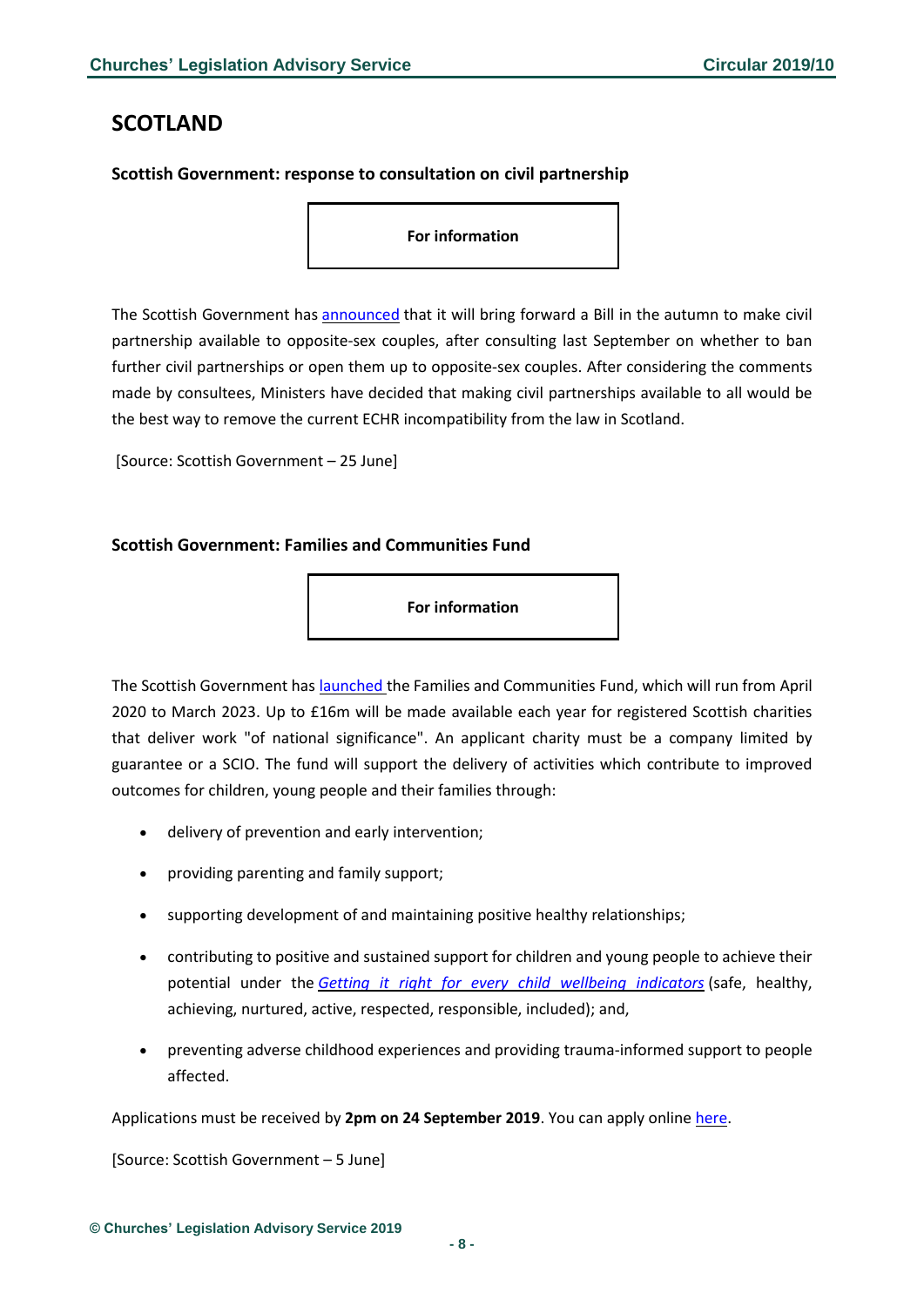## SCOTLAND

### Scottish Government: response to consultation on civil partnership

**For information**

The Scottish Government has announced that it will bring forward a Bill in the autumn to make civil partnership available to opposite-sex couples, after consulting last September on whether to ban further civil partnerships or open them up to opposite-sex couples. After considering the comments made by consultees, Ministers have decided that making civil partnerships available to all would be the best way to remove the current ECHR incompatibility from the law in Scotland.

[Source: Scottish Government – 25 June]

### Scottish Government: Families and Communities Fund

**For information**

The Scottish Government has launched the Families and Communities Fund, which will run from April 2020 to March 2023. Up to £16m will be made available each year for registered Scottish charities that deliver work "of national significance". An applicant charity must be a company limited by guarantee or a SCIO. The fund will support the delivery of activities which contribute to improved outcomes for children, young people and their families through:

- delivery of prevention and early intervention;
- providing parenting and family support;
- supporting development of and maintaining positive healthy relationships;
- contributing to positive and sustained support for children and young people to achieve their potential under the *Getting it right for every child wellbeing indicators* (safe, healthy, achieving, nurtured, active, respected, responsible, included); and,
- preventing adverse childhood experiences and providing trauma-informed support to people affected.

Applications must be received by **2pm on 24 September 2019**. You can apply online here.

[Source: Scottish Government – 5 June]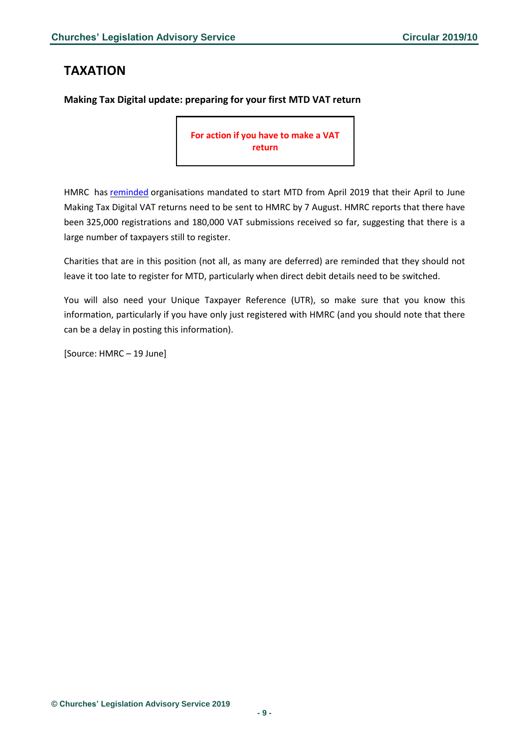# TAXATION

**Making Tax Digital update: preparing for your first MTD VAT return**

**For action if you have to make a VAT return**

HMRC has reminded organisations mandated to start MTD from April 2019 that their April to June Making Tax Digital VAT returns need to be sent to HMRC by 7 August. HMRC reports that there have been 325,000 registrations and 180,000 VAT submissions received so far, suggesting that there is a large number of taxpayers still to register.

Charities that are in this position (not all, as many are deferred) are reminded that they should not leave it too late to register for MTD, particularly when direct debit details need to be switched.

You will also need your Unique Taxpayer Reference (UTR), so make sure that you know this information, particularly if you have only just registered with HMRC (and you should note that there can be a delay in posting this information).

[Source: HMRC – 19 June]